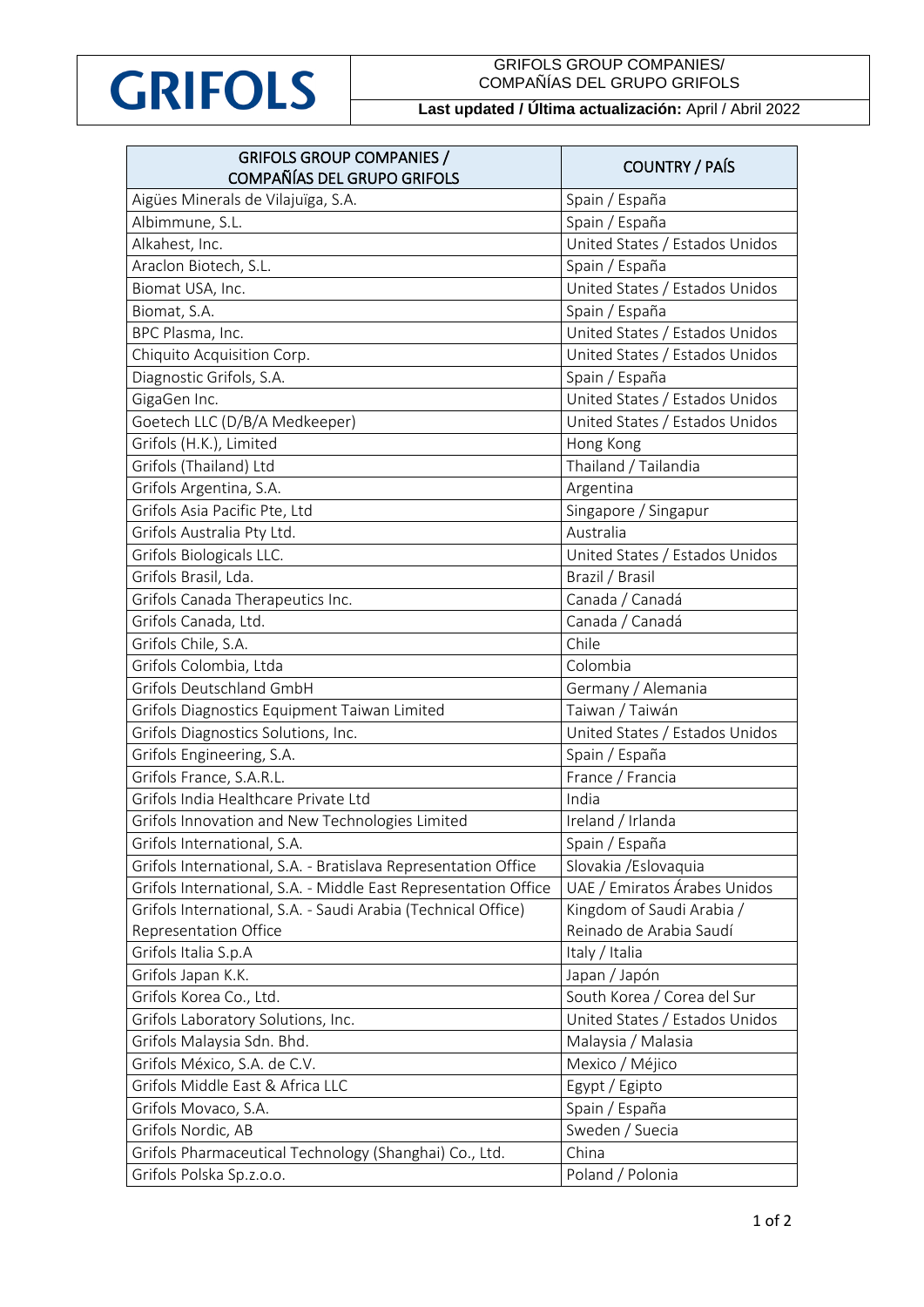**GRIFOLS**

GRIFOLS GROUP COMPANIES/ COMPAÑÍAS DEL GRUPO GRIFOLS

**Last updated / Última actualización:** April / Abril 2022

| GRIFOLS GROUP COMPANIES / COMPAÑÍAS DEL GRUPO GRIFOLS | COUNTRY / PAÍS |
|---|---|
| Aigües Minerals de Vilajuïga, S.A. | Spain / España |
| Albimmune, S.L. | Spain / España |
| Alkahest, Inc. | United States / Estados Unidos |
| Araclon Biotech, S.L. | Spain / España |
| Biomat USA, Inc. | United States / Estados Unidos |
| Biomat, S.A. | Spain / España |
| BPC Plasma, Inc. | United States / Estados Unidos |
| Chiquito Acquisition Corp. | United States / Estados Unidos |
| Diagnostic Grifols, S.A. | Spain / España |
| GigaGen Inc. | United States / Estados Unidos |
| Goetech LLC (D/B/A Medkeeper) | United States / Estados Unidos |
| Grifols (H.K.), Limited | Hong Kong |
| Grifols (Thailand) Ltd | Thailand / Tailandia |
| Grifols Argentina, S.A. | Argentina |
| Grifols Asia Pacific Pte, Ltd | Singapore / Singapur |
| Grifols Australia Pty Ltd. | Australia |
| Grifols Biologicals LLC. | United States / Estados Unidos |
| Grifols Brasil, Lda. | Brazil / Brasil |
| Grifols Canada Therapeutics Inc. | Canada / Canadá |
| Grifols Canada, Ltd. | Canada / Canadá |
| Grifols Chile, S.A. | Chile |
| Grifols Colombia, Ltda | Colombia |
| Grifols Deutschland GmbH | Germany / Alemania |
| Grifols Diagnostics Equipment Taiwan Limited | Taiwan / Taiwán |
| Grifols Diagnostics Solutions, Inc. | United States / Estados Unidos |
| Grifols Engineering, S.A. | Spain / España |
| Grifols France, S.A.R.L. | France / Francia |
| Grifols India Healthcare Private Ltd | India |
| Grifols Innovation and New Technologies Limited | Ireland / Irlanda |
| Grifols International, S.A. | Spain / España |
| Grifols International, S.A. - Bratislava Representation Office | Slovakia /Eslovaquia |
| Grifols International, S.A. - Middle East Representation Office | UAE / Emiratos Árabes Unidos |
| Grifols International, S.A. - Saudi Arabia (Technical Office) Representation Office | Kingdom of Saudi Arabia / Reinado de Arabia Saudí |
| Grifols Italia S.p.A | Italy / Italia |
| Grifols Japan K.K. | Japan / Japón |
| Grifols Korea Co., Ltd. | South Korea / Corea del Sur |
| Grifols Laboratory Solutions, Inc. | United States / Estados Unidos |
| Grifols Malaysia Sdn. Bhd. | Malaysia / Malasia |
| Grifols México, S.A. de C.V. | Mexico / Méjico |
| Grifols Middle East & Africa LLC | Egypt / Egipto |
| Grifols Movaco, S.A. | Spain / España |
| Grifols Nordic, AB | Sweden / Suecia |
| Grifols Pharmaceutical Technology (Shanghai) Co., Ltd. | China |
| Grifols Polska Sp.z.o.o. | Poland / Polonia |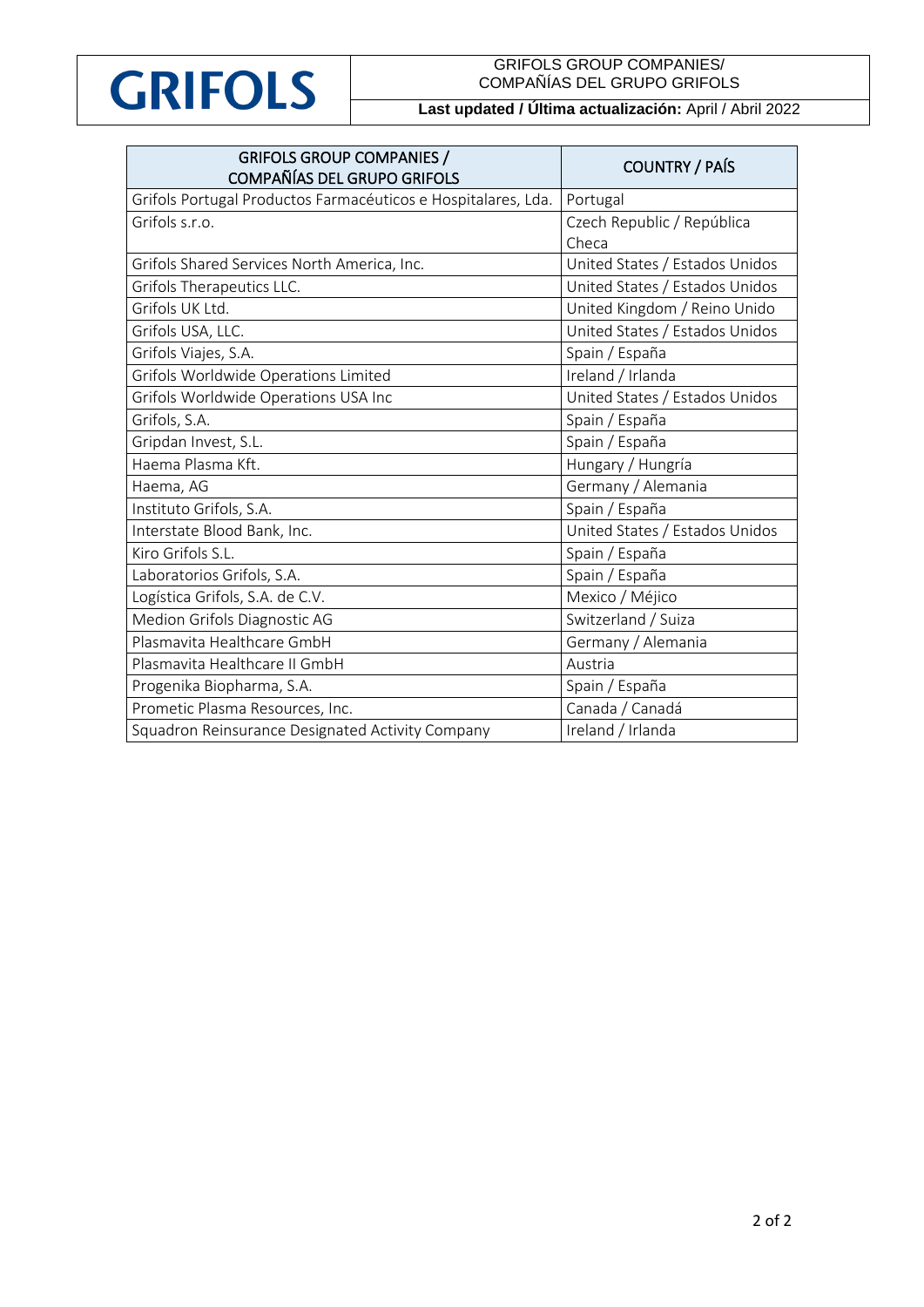| GRIFOLS GROUP COMPANIES / COMPAÑÍAS DEL GRUPO GRIFOLS | COUNTRY / PAÍS |
|---|---|
| Grifols Portugal Productos Farmacéuticos e Hospitalares, Lda. | Portugal |
| Grifols s.r.o. | Czech Republic / República Checa |
| Grifols Shared Services North America, Inc. | United States / Estados Unidos |
| Grifols Therapeutics LLC. | United States / Estados Unidos |
| Grifols UK Ltd. | United Kingdom / Reino Unido |
| Grifols USA, LLC. | United States / Estados Unidos |
| Grifols Viajes, S.A. | Spain / España |
| Grifols Worldwide Operations Limited | Ireland / Irlanda |
| Grifols Worldwide Operations USA Inc | United States / Estados Unidos |
| Grifols, S.A. | Spain / España |
| Gripdan Invest, S.L. | Spain / España |
| Haema Plasma Kft. | Hungary / Hungría |
| Haema, AG | Germany / Alemania |
| Instituto Grifols, S.A. | Spain / España |
| Interstate Blood Bank, Inc. | United States / Estados Unidos |
| Kiro Grifols S.L. | Spain / España |
| Laboratorios Grifols, S.A. | Spain / España |
| Logística Grifols, S.A. de C.V. | Mexico / Méjico |
| Medion Grifols Diagnostic AG | Switzerland / Suiza |
| Plasmavita Healthcare GmbH | Germany / Alemania |
| Plasmavita Healthcare II GmbH | Austria |
| Progenika Biopharma, S.A. | Spain / España |
| Prometic Plasma Resources, Inc. | Canada / Canadá |
| Squadron Reinsurance Designated Activity Company | Ireland / Irlanda |